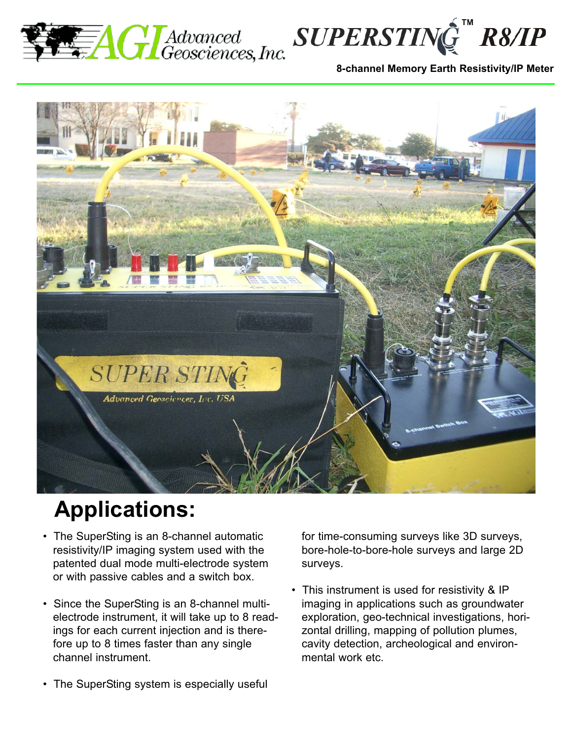AGI Advanced Geosciences, Inc.

# SUPERSTING™ R8/IP

**8-channel Memory Earth Resistivity/IP Meter**

## Applications:

- The SuperSting is an 8-channel automatic resistivity/IP imaging system used with the patented dual mode multi-electrode system or with passive cables and a switch box.
- Since the SuperSting is an 8-channel multi-electrode instrument, it will take up to 8 readings for each current injection and is therefore up to 8 times faster than any single channel instrument.
- The SuperSting system is especially useful for time-consuming surveys like 3D surveys, bore-hole-to-bore-hole surveys and large 2D surveys.
- This instrument is used for resistivity & IP imaging in applications such as groundwater exploration, geo-technical investigations, horizontal drilling, mapping of pollution plumes, cavity detection, archeological and environmental work etc.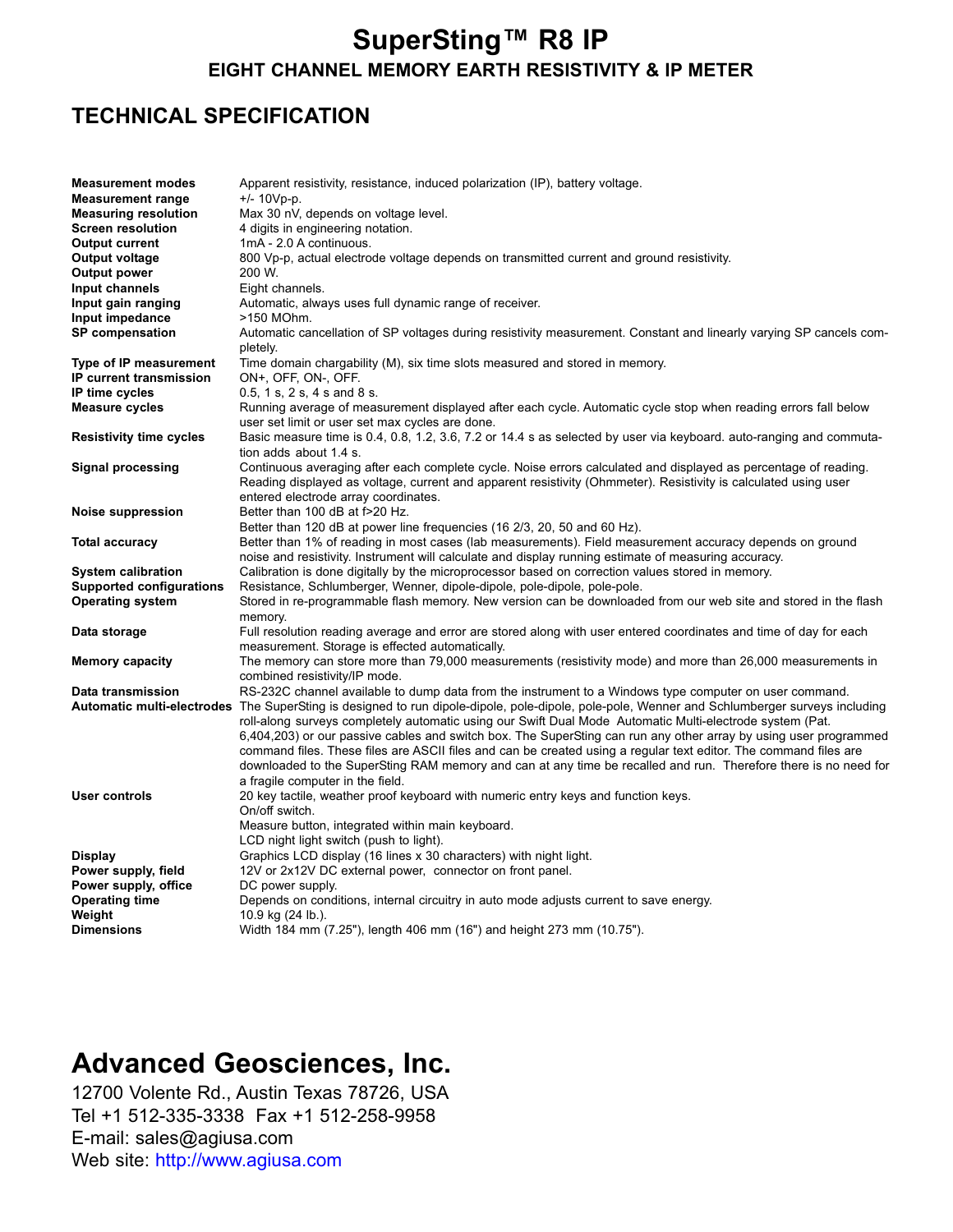# SuperSting™ R8 IP

## EIGHT CHANNEL MEMORY EARTH RESISTIVITY & IP METER

## TECHNICAL SPECIFICATION

| | |
|---|---|
| **Measurement modes** | Apparent resistivity, resistance, induced polarization (IP), battery voltage. |
| **Measurement range** | +/- 10Vp-p. |
| **Measuring resolution** | Max 30 nV, depends on voltage level. |
| **Screen resolution** | 4 digits in engineering notation. |
| **Output current** | 1mA - 2.0 A continuous. |
| **Output voltage** | 800 Vp-p, actual electrode voltage depends on transmitted current and ground resistivity. |
| **Output power** | 200 W. |
| **Input channels** | Eight channels. |
| **Input gain ranging** | Automatic, always uses full dynamic range of receiver. |
| **Input impedance** | >150 MOhm. |
| **SP compensation** | Automatic cancellation of SP voltages during resistivity measurement. Constant and linearly varying SP cancels completely. |
| **Type of IP measurement** | Time domain chargability (M), six time slots measured and stored in memory. |
| **IP current transmission** | ON+, OFF, ON-, OFF. |
| **IP time cycles** | 0.5, 1 s, 2 s, 4 s and 8 s. |
| **Measure cycles** | Running average of measurement displayed after each cycle. Automatic cycle stop when reading errors fall below user set limit or user set max cycles are done. |
| **Resistivity time cycles** | Basic measure time is 0.4, 0.8, 1.2, 3.6, 7.2 or 14.4 s as selected by user via keyboard. auto-ranging and commutation adds about 1.4 s. |
| **Signal processing** | Continuous averaging after each complete cycle. Noise errors calculated and displayed as percentage of reading. Reading displayed as voltage, current and apparent resistivity (Ohmmeter). Resistivity is calculated using user entered electrode array coordinates. |
| **Noise suppression** | Better than 100 dB at f>20 Hz.<br>Better than 120 dB at power line frequencies (16 2/3, 20, 50 and 60 Hz). |
| **Total accuracy** | Better than 1% of reading in most cases (lab measurements). Field measurement accuracy depends on ground noise and resistivity. Instrument will calculate and display running estimate of measuring accuracy. |
| **System calibration** | Calibration is done digitally by the microprocessor based on correction values stored in memory. |
| **Supported configurations** | Resistance, Schlumberger, Wenner, dipole-dipole, pole-dipole, pole-pole. |
| **Operating system** | Stored in re-programmable flash memory. New version can be downloaded from our web site and stored in the flash memory. |
| **Data storage** | Full resolution reading average and error are stored along with user entered coordinates and time of day for each measurement. Storage is effected automatically. |
| **Memory capacity** | The memory can store more than 79,000 measurements (resistivity mode) and more than 26,000 measurements in combined resistivity/IP mode. |
| **Data transmission** | RS-232C channel available to dump data from the instrument to a Windows type computer on user command. |
| **Automatic multi-electrodes** | The SuperSting is designed to run dipole-dipole, pole-dipole, pole-pole, Wenner and Schlumberger surveys including roll-along surveys completely automatic using our Swift Dual Mode Automatic Multi-electrode system (Pat. 6,404,203) or our passive cables and switch box. The SuperSting can run any other array by using user programmed command files. These files are ASCII files and can be created using a regular text editor. The command files are downloaded to the SuperSting RAM memory and can at any time be recalled and run. Therefore there is no need for a fragile computer in the field. |
| **User controls** | 20 key tactile, weather proof keyboard with numeric entry keys and function keys.<br>On/off switch.<br>Measure button, integrated within main keyboard.<br>LCD night light switch (push to light). |
| **Display** | Graphics LCD display (16 lines x 30 characters) with night light. |
| **Power supply, field** | 12V or 2x12V DC external power, connector on front panel. |
| **Power supply, office** | DC power supply. |
| **Operating time** | Depends on conditions, internal circuitry in auto mode adjusts current to save energy. |
| **Weight** | 10.9 kg (24 lb.). |
| **Dimensions** | Width 184 mm (7.25"), length 406 mm (16") and height 273 mm (10.75"). |

## Advanced Geosciences, Inc.

12700 Volente Rd., Austin Texas 78726, USA
Tel +1 512-335-3338 Fax +1 512-258-9958
E-mail: sales@agiusa.com
Web site: http://www.agiusa.com